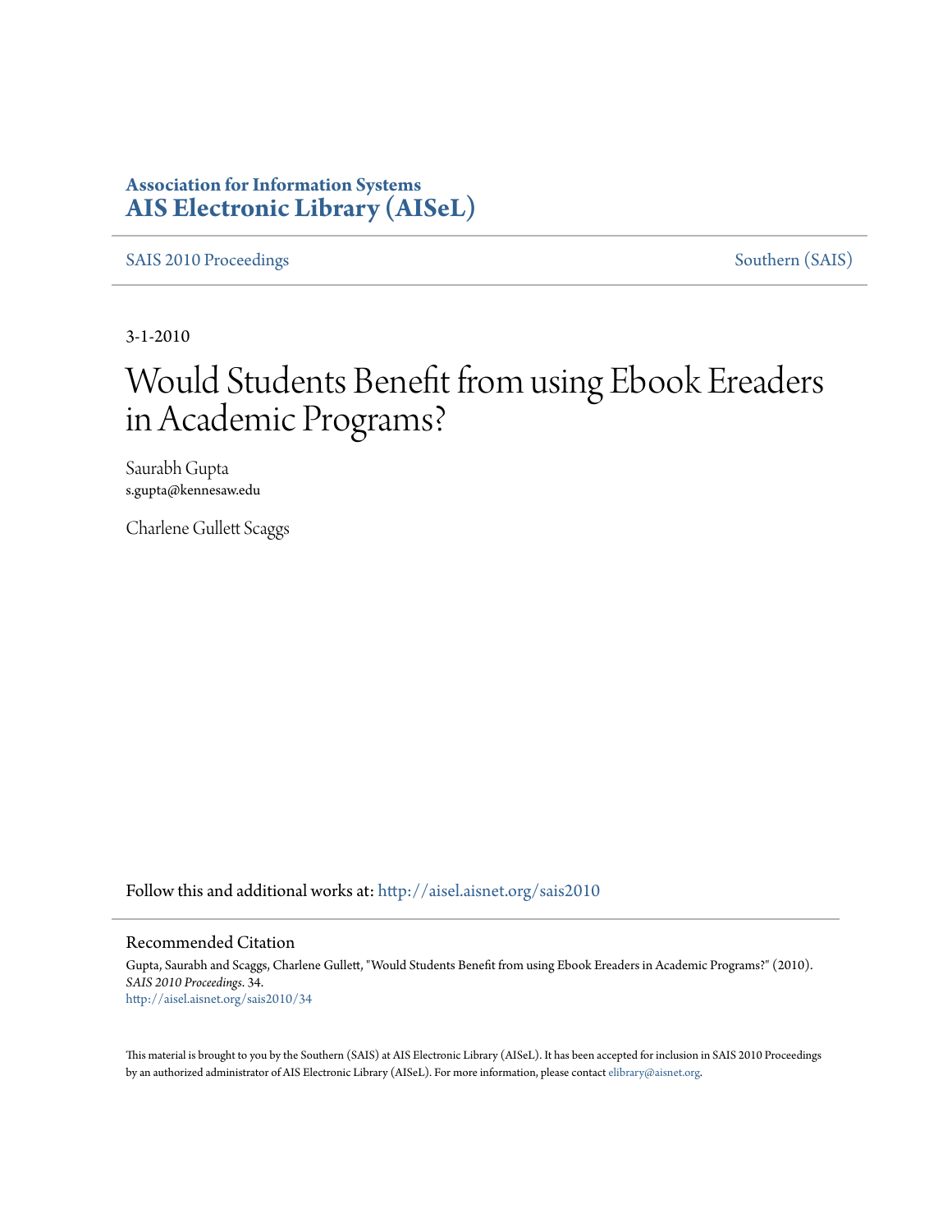**Association for Information Systems**
**AIS Electronic Library (AISeL)**

SAIS 2010 Proceedings | Southern (SAIS)

3-1-2010

# Would Students Benefit from using Ebook Ereaders in Academic Programs?

Saurabh Gupta
s.gupta@kennesaw.edu

Charlene Gullett Scaggs

Follow this and additional works at: http://aisel.aisnet.org/sais2010

## Recommended Citation

Gupta, Saurabh and Scaggs, Charlene Gullett, "Would Students Benefit from using Ebook Ereaders in Academic Programs?" (2010). *SAIS 2010 Proceedings*. 34.
http://aisel.aisnet.org/sais2010/34

This material is brought to you by the Southern (SAIS) at AIS Electronic Library (AISeL). It has been accepted for inclusion in SAIS 2010 Proceedings by an authorized administrator of AIS Electronic Library (AISeL). For more information, please contact elibrary@aisnet.org.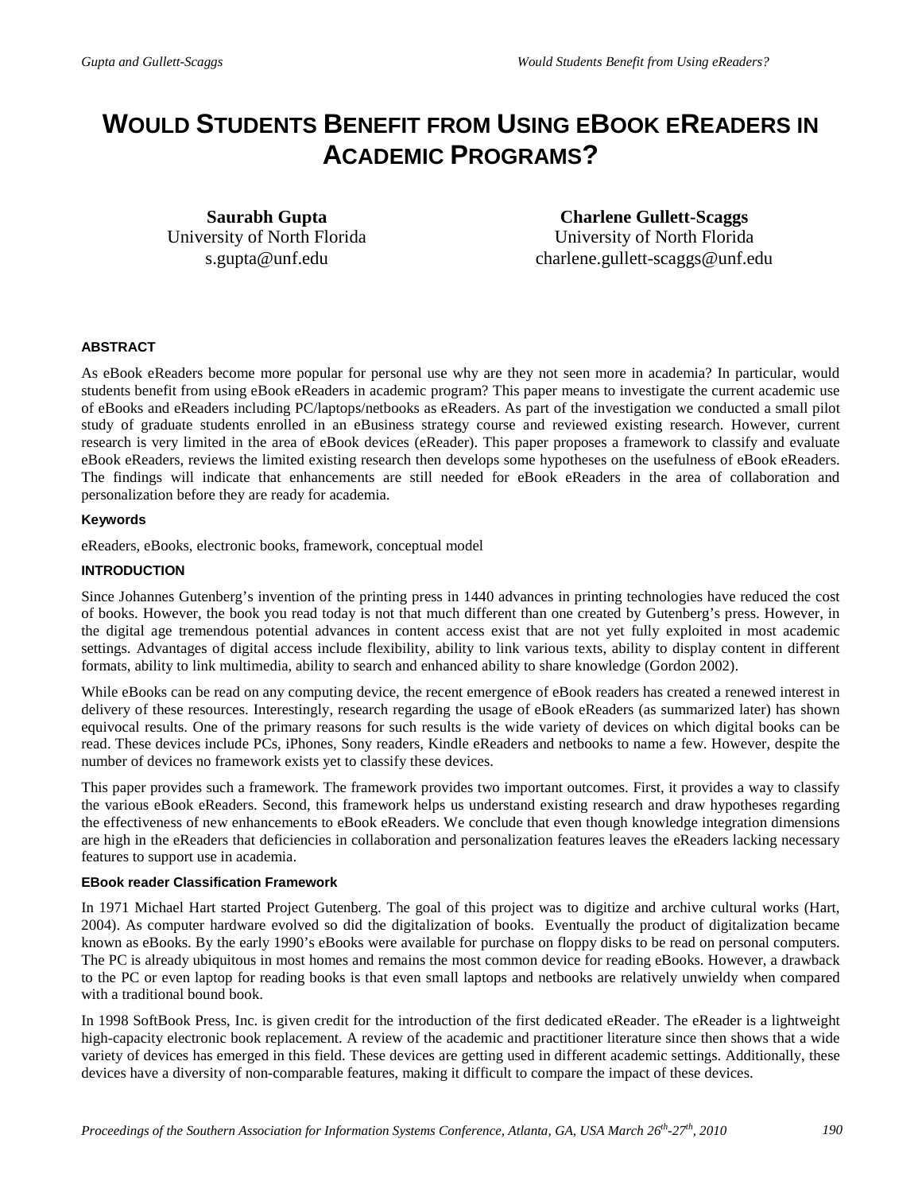# WOULD STUDENTS BENEFIT FROM USING EBOOK EREADERS IN ACADEMIC PROGRAMS?

**Saurabh Gupta**
University of North Florida
s.gupta@unf.edu

**Charlene Gullett-Scaggs**
University of North Florida
charlene.gullett-scaggs@unf.edu

### ABSTRACT

As eBook eReaders become more popular for personal use why are they not seen more in academia? In particular, would students benefit from using eBook eReaders in academic program? This paper means to investigate the current academic use of eBooks and eReaders including PC/laptops/netbooks as eReaders. As part of the investigation we conducted a small pilot study of graduate students enrolled in an eBusiness strategy course and reviewed existing research. However, current research is very limited in the area of eBook devices (eReader). This paper proposes a framework to classify and evaluate eBook eReaders, reviews the limited existing research then develops some hypotheses on the usefulness of eBook eReaders. The findings will indicate that enhancements are still needed for eBook eReaders in the area of collaboration and personalization before they are ready for academia.

#### Keywords

eReaders, eBooks, electronic books, framework, conceptual model

### INTRODUCTION

Since Johannes Gutenberg's invention of the printing press in 1440 advances in printing technologies have reduced the cost of books. However, the book you read today is not that much different than one created by Gutenberg's press. However, in the digital age tremendous potential advances in content access exist that are not yet fully exploited in most academic settings. Advantages of digital access include flexibility, ability to link various texts, ability to display content in different formats, ability to link multimedia, ability to search and enhanced ability to share knowledge (Gordon 2002).

While eBooks can be read on any computing device, the recent emergence of eBook readers has created a renewed interest in delivery of these resources. Interestingly, research regarding the usage of eBook eReaders (as summarized later) has shown equivocal results. One of the primary reasons for such results is the wide variety of devices on which digital books can be read. These devices include PCs, iPhones, Sony readers, Kindle eReaders and netbooks to name a few. However, despite the number of devices no framework exists yet to classify these devices.

This paper provides such a framework. The framework provides two important outcomes. First, it provides a way to classify the various eBook eReaders. Second, this framework helps us understand existing research and draw hypotheses regarding the effectiveness of new enhancements to eBook eReaders. We conclude that even though knowledge integration dimensions are high in the eReaders that deficiencies in collaboration and personalization features leaves the eReaders lacking necessary features to support use in academia.

#### EBook reader Classification Framework

In 1971 Michael Hart started Project Gutenberg. The goal of this project was to digitize and archive cultural works (Hart, 2004). As computer hardware evolved so did the digitalization of books. Eventually the product of digitalization became known as eBooks. By the early 1990's eBooks were available for purchase on floppy disks to be read on personal computers. The PC is already ubiquitous in most homes and remains the most common device for reading eBooks. However, a drawback to the PC or even laptop for reading books is that even small laptops and netbooks are relatively unwieldy when compared with a traditional bound book.

In 1998 SoftBook Press, Inc. is given credit for the introduction of the first dedicated eReader. The eReader is a lightweight high-capacity electronic book replacement. A review of the academic and practitioner literature since then shows that a wide variety of devices has emerged in this field. These devices are getting used in different academic settings. Additionally, these devices have a diversity of non-comparable features, making it difficult to compare the impact of these devices.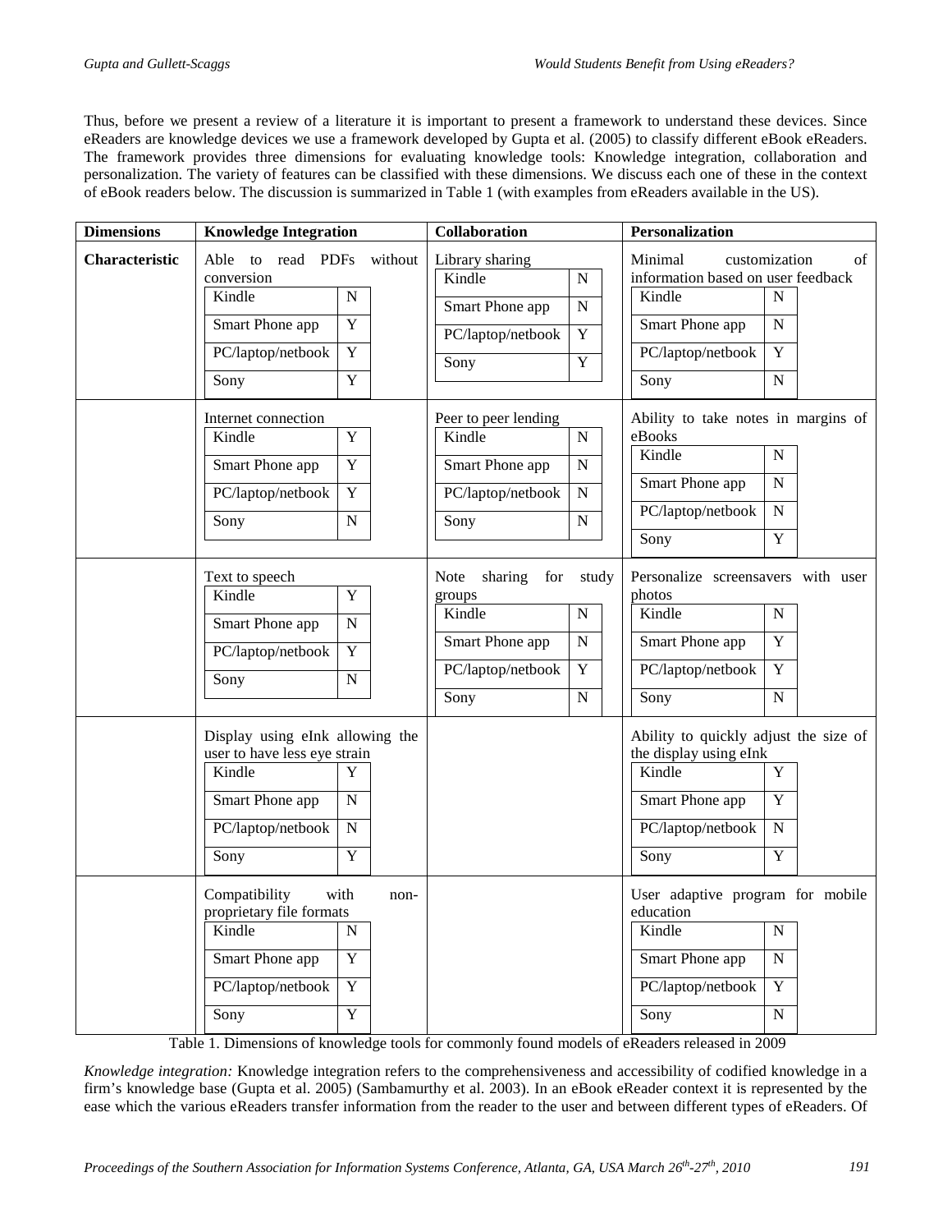Thus, before we present a review of a literature it is important to present a framework to understand these devices. Since eReaders are knowledge devices we use a framework developed by Gupta et al. (2005) to classify different eBook eReaders. The framework provides three dimensions for evaluating knowledge tools: Knowledge integration, collaboration and personalization. The variety of features can be classified with these dimensions. We discuss each one of these in the context of eBook readers below. The discussion is summarized in Table 1 (with examples from eReaders available in the US).

| Dimensions | Knowledge Integration | | Collaboration | | Personalization | |
|---|---|---|---|---|---|---|
| **Characteristic** | Able to read PDFs without conversion | | Library sharing | | Minimal customization of information based on user feedback | |
| | Kindle | N | Kindle | N | Kindle | N |
| | Smart Phone app | Y | Smart Phone app | N | Smart Phone app | N |
| | PC/laptop/netbook | Y | PC/laptop/netbook | Y | PC/laptop/netbook | Y |
| | Sony | Y | Sony | Y | Sony | N |
| | Internet connection | | Peer to peer lending | | Ability to take notes in margins of eBooks | |
| | Kindle | Y | Kindle | N | Kindle | N |
| | Smart Phone app | Y | Smart Phone app | N | Smart Phone app | N |
| | PC/laptop/netbook | Y | PC/laptop/netbook | N | PC/laptop/netbook | N |
| | Sony | N | Sony | N | Sony | Y |
| | Text to speech | | Note sharing for study groups | | Personalize screensavers with user photos | |
| | Kindle | Y | Kindle | N | Kindle | N |
| | Smart Phone app | N | Smart Phone app | N | Smart Phone app | Y |
| | PC/laptop/netbook | Y | PC/laptop/netbook | Y | PC/laptop/netbook | Y |
| | Sony | N | Sony | N | Sony | N |
| | Display using eInk allowing the user to have less eye strain | | | | Ability to quickly adjust the size of the display using eInk | |
| | Kindle | Y | | | Kindle | Y |
| | Smart Phone app | N | | | Smart Phone app | Y |
| | PC/laptop/netbook | N | | | PC/laptop/netbook | N |
| | Sony | Y | | | Sony | Y |
| | Compatibility with non-proprietary file formats | | | | User adaptive program for mobile education | |
| | Kindle | N | | | Kindle | N |
| | Smart Phone app | Y | | | Smart Phone app | N |
| | PC/laptop/netbook | Y | | | PC/laptop/netbook | Y |
| | Sony | Y | | | Sony | N |

Table 1. Dimensions of knowledge tools for commonly found models of eReaders released in 2009

*Knowledge integration:* Knowledge integration refers to the comprehensiveness and accessibility of codified knowledge in a firm's knowledge base (Gupta et al. 2005) (Sambamurthy et al. 2003). In an eBook eReader context it is represented by the ease which the various eReaders transfer information from the reader to the user and between different types of eReaders. Of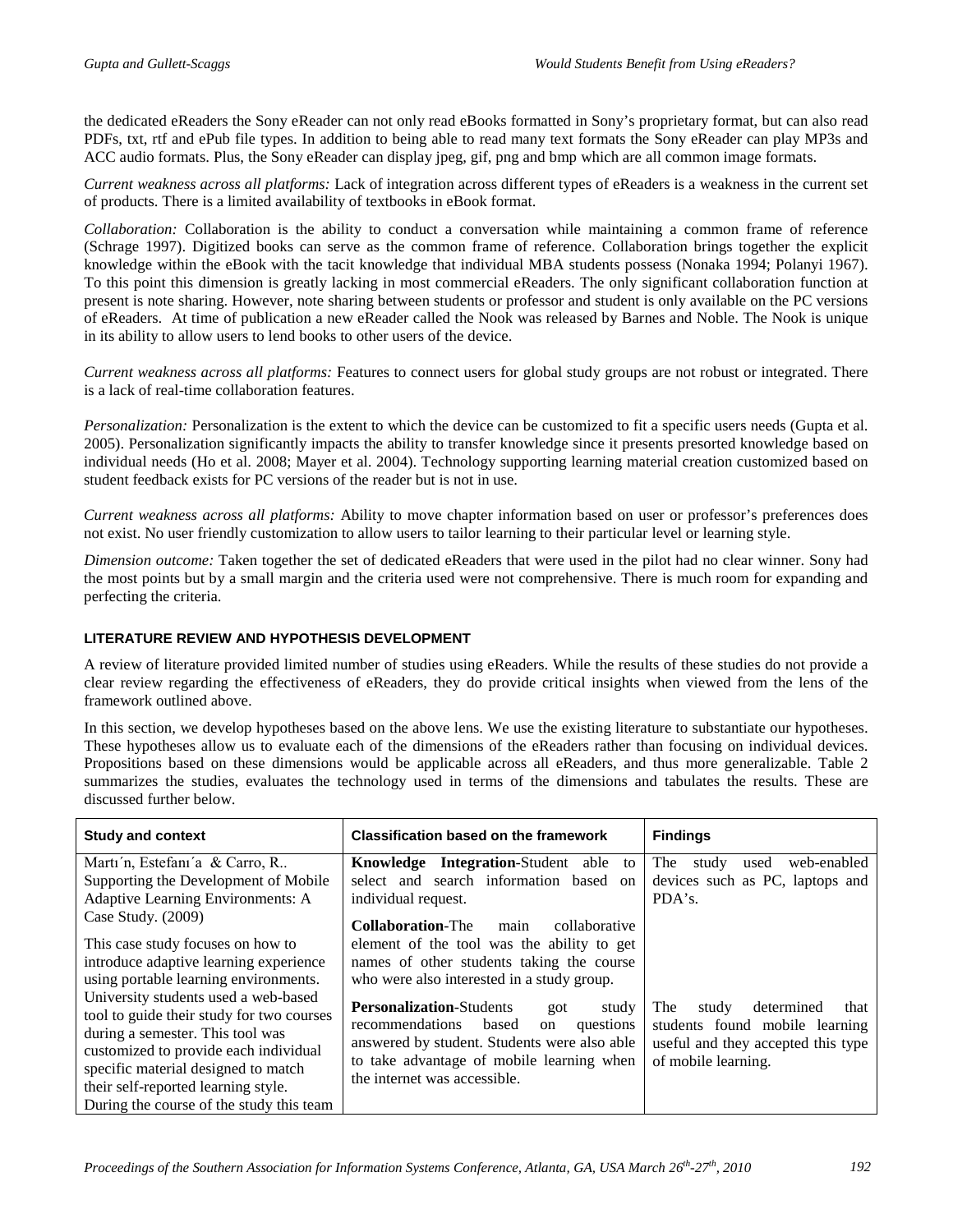the dedicated eReaders the Sony eReader can not only read eBooks formatted in Sony's proprietary format, but can also read PDFs, txt, rtf and ePub file types. In addition to being able to read many text formats the Sony eReader can play MP3s and ACC audio formats. Plus, the Sony eReader can display jpeg, gif, png and bmp which are all common image formats.

*Current weakness across all platforms:* Lack of integration across different types of eReaders is a weakness in the current set of products. There is a limited availability of textbooks in eBook format.

*Collaboration:* Collaboration is the ability to conduct a conversation while maintaining a common frame of reference (Schrage 1997). Digitized books can serve as the common frame of reference. Collaboration brings together the explicit knowledge within the eBook with the tacit knowledge that individual MBA students possess (Nonaka 1994; Polanyi 1967). To this point this dimension is greatly lacking in most commercial eReaders. The only significant collaboration function at present is note sharing. However, note sharing between students or professor and student is only available on the PC versions of eReaders. At time of publication a new eReader called the Nook was released by Barnes and Noble. The Nook is unique in its ability to allow users to lend books to other users of the device.

*Current weakness across all platforms:* Features to connect users for global study groups are not robust or integrated. There is a lack of real-time collaboration features.

*Personalization:* Personalization is the extent to which the device can be customized to fit a specific users needs (Gupta et al. 2005). Personalization significantly impacts the ability to transfer knowledge since it presents presorted knowledge based on individual needs (Ho et al. 2008; Mayer et al. 2004). Technology supporting learning material creation customized based on student feedback exists for PC versions of the reader but is not in use.

*Current weakness across all platforms:* Ability to move chapter information based on user or professor's preferences does not exist. No user friendly customization to allow users to tailor learning to their particular level or learning style.

*Dimension outcome:* Taken together the set of dedicated eReaders that were used in the pilot had no clear winner. Sony had the most points but by a small margin and the criteria used were not comprehensive. There is much room for expanding and perfecting the criteria.

## LITERATURE REVIEW AND HYPOTHESIS DEVELOPMENT

A review of literature provided limited number of studies using eReaders. While the results of these studies do not provide a clear review regarding the effectiveness of eReaders, they do provide critical insights when viewed from the lens of the framework outlined above.

In this section, we develop hypotheses based on the above lens. We use the existing literature to substantiate our hypotheses. These hypotheses allow us to evaluate each of the dimensions of the eReaders rather than focusing on individual devices. Propositions based on these dimensions would be applicable across all eReaders, and thus more generalizable. Table 2 summarizes the studies, evaluates the technology used in terms of the dimensions and tabulates the results. These are discussed further below.

| Study and context | Classification based on the framework | Findings |
|---|---|---|
| Martı´n, Estefanı´a & Carro, R.. Supporting the Development of Mobile Adaptive Learning Environments: A Case Study. (2009)<br><br>This case study focuses on how to introduce adaptive learning experience using portable learning environments. University students used a web-based tool to guide their study for two courses during a semester. This tool was customized to provide each individual specific material designed to match their self-reported learning style. During the course of the study this team | **Knowledge Integration**-Student able to select and search information based on individual request.<br><br>**Collaboration**-The main collaborative element of the tool was the ability to get names of other students taking the course who were also interested in a study group.<br><br>**Personalization**-Students got study recommendations based on questions answered by student. Students were also able to take advantage of mobile learning when the internet was accessible. | The study used web-enabled devices such as PC, laptops and PDA's.<br><br>The study determined that students found mobile learning useful and they accepted this type of mobile learning. |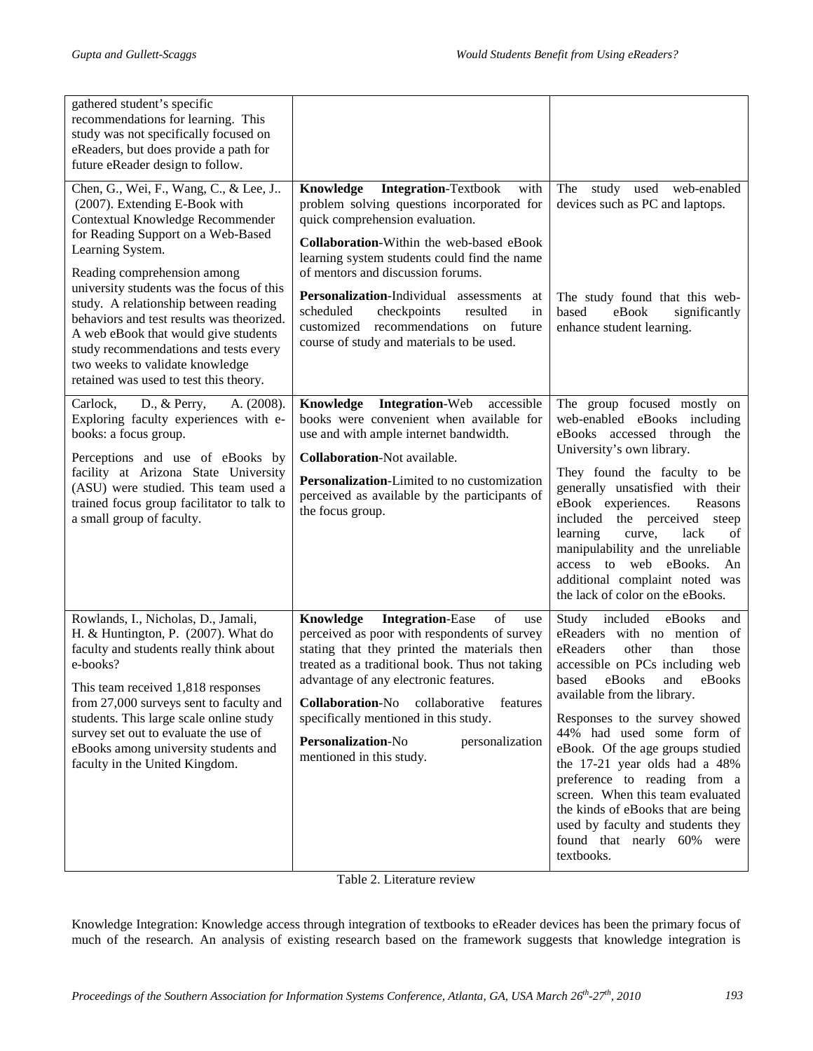| | | |
|---|---|---|
| gathered student's specific recommendations for learning. This study was not specifically focused on eReaders, but does provide a path for future eReader design to follow. | | |
| Chen, G., Wei, F., Wang, C., & Lee, J.. (2007). Extending E-Book with Contextual Knowledge Recommender for Reading Support on a Web-Based Learning System.<br><br>Reading comprehension among university students was the focus of this study. A relationship between reading behaviors and test results was theorized. A web eBook that would give students study recommendations and tests every two weeks to validate knowledge retained was used to test this theory. | **Knowledge Integration**-Textbook with problem solving questions incorporated for quick comprehension evaluation.<br><br>**Collaboration**-Within the web-based eBook learning system students could find the name of mentors and discussion forums.<br><br>**Personalization**-Individual assessments at scheduled checkpoints resulted in customized recommendations on future course of study and materials to be used. | The study used web-enabled devices such as PC and laptops.<br><br>The study found that this web-based eBook significantly enhance student learning. |
| Carlock, D., & Perry, A. (2008). Exploring faculty experiences with e-books: a focus group.<br><br>Perceptions and use of eBooks by facility at Arizona State University (ASU) were studied. This team used a trained focus group facilitator to talk to a small group of faculty. | **Knowledge Integration**-Web accessible books were convenient when available for use and with ample internet bandwidth.<br><br>**Collaboration**-Not available.<br><br>**Personalization**-Limited to no customization perceived as available by the participants of the focus group. | The group focused mostly on web-enabled eBooks including eBooks accessed through the University's own library.<br><br>They found the faculty to be generally unsatisfied with their eBook experiences. Reasons included the perceived steep learning curve, lack of manipulability and the unreliable access to web eBooks. An additional complaint noted was the lack of color on the eBooks. |
| Rowlands, I., Nicholas, D., Jamali, H. & Huntington, P. (2007). What do faculty and students really think about e-books?<br><br>This team received 1,818 responses from 27,000 surveys sent to faculty and students. This large scale online study survey set out to evaluate the use of eBooks among university students and faculty in the United Kingdom. | **Knowledge Integration**-Ease of use perceived as poor with respondents of survey stating that they printed the materials then treated as a traditional book. Thus not taking advantage of any electronic features.<br><br>**Collaboration**-No collaborative features specifically mentioned in this study.<br><br>**Personalization**-No personalization mentioned in this study. | Study included eBooks and eReaders with no mention of eReaders other than those accessible on PCs including web based eBooks and eBooks available from the library.<br><br>Responses to the survey showed 44% had used some form of eBook. Of the age groups studied the 17-21 year olds had a 48% preference to reading from a screen. When this team evaluated the kinds of eBooks that are being used by faculty and students they found that nearly 60% were textbooks. |

Table 2. Literature review

Knowledge Integration: Knowledge access through integration of textbooks to eReader devices has been the primary focus of much of the research. An analysis of existing research based on the framework suggests that knowledge integration is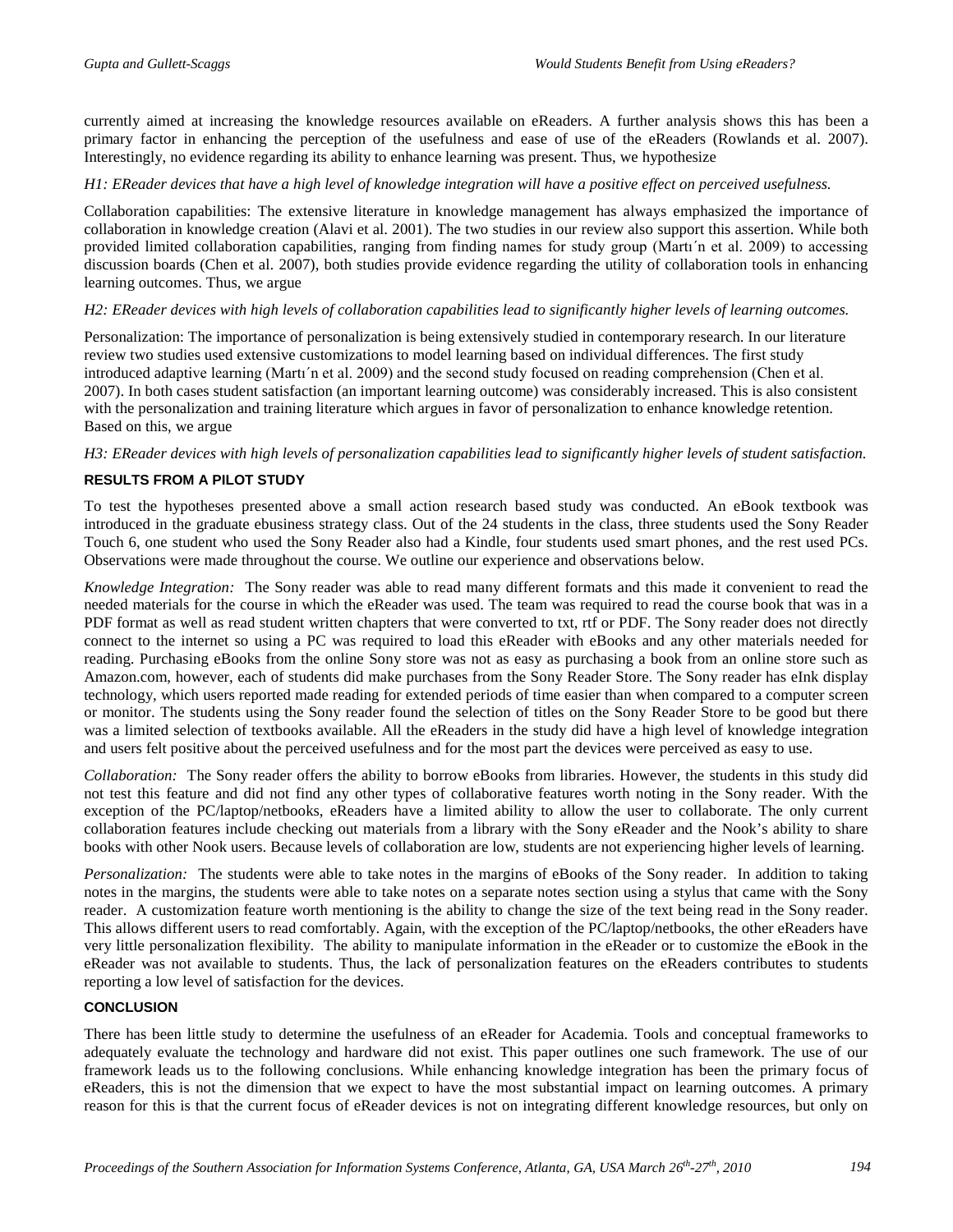currently aimed at increasing the knowledge resources available on eReaders. A further analysis shows this has been a primary factor in enhancing the perception of the usefulness and ease of use of the eReaders (Rowlands et al. 2007). Interestingly, no evidence regarding its ability to enhance learning was present. Thus, we hypothesize

*H1: EReader devices that have a high level of knowledge integration will have a positive effect on perceived usefulness.*

Collaboration capabilities: The extensive literature in knowledge management has always emphasized the importance of collaboration in knowledge creation (Alavi et al. 2001). The two studies in our review also support this assertion. While both provided limited collaboration capabilities, ranging from finding names for study group (Martı´n et al. 2009) to accessing discussion boards (Chen et al. 2007), both studies provide evidence regarding the utility of collaboration tools in enhancing learning outcomes. Thus, we argue

*H2: EReader devices with high levels of collaboration capabilities lead to significantly higher levels of learning outcomes.*

Personalization: The importance of personalization is being extensively studied in contemporary research. In our literature review two studies used extensive customizations to model learning based on individual differences. The first study introduced adaptive learning (Martı´n et al. 2009) and the second study focused on reading comprehension (Chen et al. 2007). In both cases student satisfaction (an important learning outcome) was considerably increased. This is also consistent with the personalization and training literature which argues in favor of personalization to enhance knowledge retention. Based on this, we argue

*H3: EReader devices with high levels of personalization capabilities lead to significantly higher levels of student satisfaction.*

## RESULTS FROM A PILOT STUDY

To test the hypotheses presented above a small action research based study was conducted. An eBook textbook was introduced in the graduate ebusiness strategy class. Out of the 24 students in the class, three students used the Sony Reader Touch 6, one student who used the Sony Reader also had a Kindle, four students used smart phones, and the rest used PCs. Observations were made throughout the course. We outline our experience and observations below.

*Knowledge Integration:* The Sony reader was able to read many different formats and this made it convenient to read the needed materials for the course in which the eReader was used. The team was required to read the course book that was in a PDF format as well as read student written chapters that were converted to txt, rtf or PDF. The Sony reader does not directly connect to the internet so using a PC was required to load this eReader with eBooks and any other materials needed for reading. Purchasing eBooks from the online Sony store was not as easy as purchasing a book from an online store such as Amazon.com, however, each of students did make purchases from the Sony Reader Store. The Sony reader has eInk display technology, which users reported made reading for extended periods of time easier than when compared to a computer screen or monitor. The students using the Sony reader found the selection of titles on the Sony Reader Store to be good but there was a limited selection of textbooks available. All the eReaders in the study did have a high level of knowledge integration and users felt positive about the perceived usefulness and for the most part the devices were perceived as easy to use.

*Collaboration:* The Sony reader offers the ability to borrow eBooks from libraries. However, the students in this study did not test this feature and did not find any other types of collaborative features worth noting in the Sony reader. With the exception of the PC/laptop/netbooks, eReaders have a limited ability to allow the user to collaborate. The only current collaboration features include checking out materials from a library with the Sony eReader and the Nook's ability to share books with other Nook users. Because levels of collaboration are low, students are not experiencing higher levels of learning.

*Personalization:* The students were able to take notes in the margins of eBooks of the Sony reader. In addition to taking notes in the margins, the students were able to take notes on a separate notes section using a stylus that came with the Sony reader. A customization feature worth mentioning is the ability to change the size of the text being read in the Sony reader. This allows different users to read comfortably. Again, with the exception of the PC/laptop/netbooks, the other eReaders have very little personalization flexibility. The ability to manipulate information in the eReader or to customize the eBook in the eReader was not available to students. Thus, the lack of personalization features on the eReaders contributes to students reporting a low level of satisfaction for the devices.

## CONCLUSION

There has been little study to determine the usefulness of an eReader for Academia. Tools and conceptual frameworks to adequately evaluate the technology and hardware did not exist. This paper outlines one such framework. The use of our framework leads us to the following conclusions. While enhancing knowledge integration has been the primary focus of eReaders, this is not the dimension that we expect to have the most substantial impact on learning outcomes. A primary reason for this is that the current focus of eReader devices is not on integrating different knowledge resources, but only on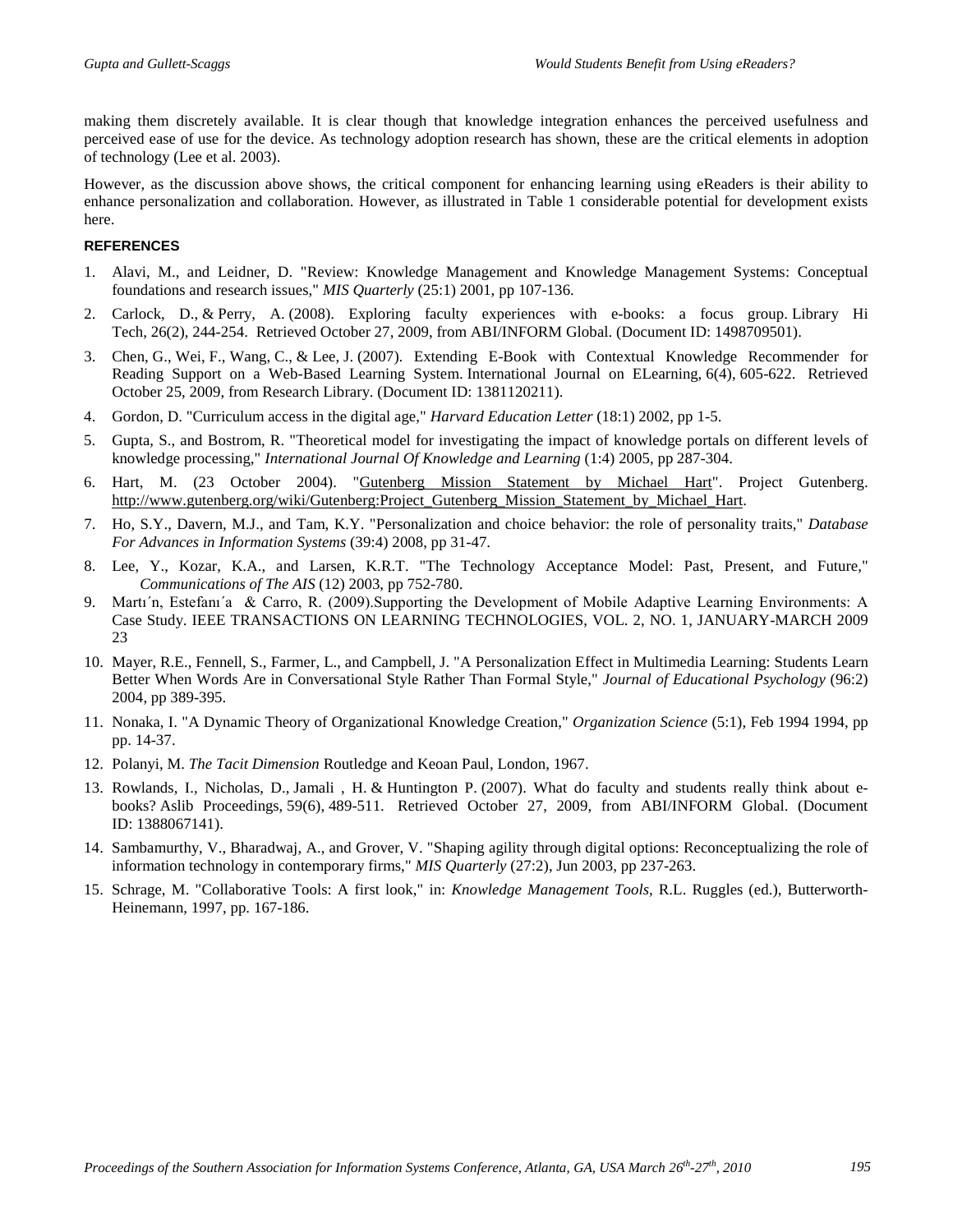making them discretely available. It is clear though that knowledge integration enhances the perceived usefulness and perceived ease of use for the device. As technology adoption research has shown, these are the critical elements in adoption of technology (Lee et al. 2003).

However, as the discussion above shows, the critical component for enhancing learning using eReaders is their ability to enhance personalization and collaboration. However, as illustrated in Table 1 considerable potential for development exists here.

## REFERENCES

1. Alavi, M., and Leidner, D. "Review: Knowledge Management and Knowledge Management Systems: Conceptual foundations and research issues," *MIS Quarterly* (25:1) 2001, pp 107-136.
2. Carlock, D., & Perry, A. (2008). Exploring faculty experiences with e-books: a focus group. Library Hi Tech, 26(2), 244-254. Retrieved October 27, 2009, from ABI/INFORM Global. (Document ID: 1498709501).
3. Chen, G., Wei, F., Wang, C., & Lee, J. (2007). Extending E-Book with Contextual Knowledge Recommender for Reading Support on a Web-Based Learning System. International Journal on ELearning, 6(4), 605-622. Retrieved October 25, 2009, from Research Library. (Document ID: 1381120211).
4. Gordon, D. "Curriculum access in the digital age," *Harvard Education Letter* (18:1) 2002, pp 1-5.
5. Gupta, S., and Bostrom, R. "Theoretical model for investigating the impact of knowledge portals on different levels of knowledge processing," *International Journal Of Knowledge and Learning* (1:4) 2005, pp 287-304.
6. Hart, M. (23 October 2004). "Gutenberg Mission Statement by Michael Hart". Project Gutenberg. http://www.gutenberg.org/wiki/Gutenberg:Project_Gutenberg_Mission_Statement_by_Michael_Hart.
7. Ho, S.Y., Davern, M.J., and Tam, K.Y. "Personalization and choice behavior: the role of personality traits," *Database For Advances in Information Systems* (39:4) 2008, pp 31-47.
8. Lee, Y., Kozar, K.A., and Larsen, K.R.T. "The Technology Acceptance Model: Past, Present, and Future," *Communications of The AIS* (12) 2003, pp 752-780.
9. Martı´n, Estefanı´a & Carro, R. (2009).Supporting the Development of Mobile Adaptive Learning Environments: A Case Study. IEEE TRANSACTIONS ON LEARNING TECHNOLOGIES, VOL. 2, NO. 1, JANUARY-MARCH 2009 23
10. Mayer, R.E., Fennell, S., Farmer, L., and Campbell, J. "A Personalization Effect in Multimedia Learning: Students Learn Better When Words Are in Conversational Style Rather Than Formal Style," *Journal of Educational Psychology* (96:2) 2004, pp 389-395.
11. Nonaka, I. "A Dynamic Theory of Organizational Knowledge Creation," *Organization Science* (5:1), Feb 1994 1994, pp pp. 14-37.
12. Polanyi, M. *The Tacit Dimension* Routledge and Keoan Paul, London, 1967.
13. Rowlands, I., Nicholas, D., Jamali , H. & Huntington P. (2007). What do faculty and students really think about e-books? Aslib Proceedings, 59(6), 489-511. Retrieved October 27, 2009, from ABI/INFORM Global. (Document ID: 1388067141).
14. Sambamurthy, V., Bharadwaj, A., and Grover, V. "Shaping agility through digital options: Reconceptualizing the role of information technology in contemporary firms," *MIS Quarterly* (27:2), Jun 2003, pp 237-263.
15. Schrage, M. "Collaborative Tools: A first look," in: *Knowledge Management Tools*, R.L. Ruggles (ed.), Butterworth-Heinemann, 1997, pp. 167-186.